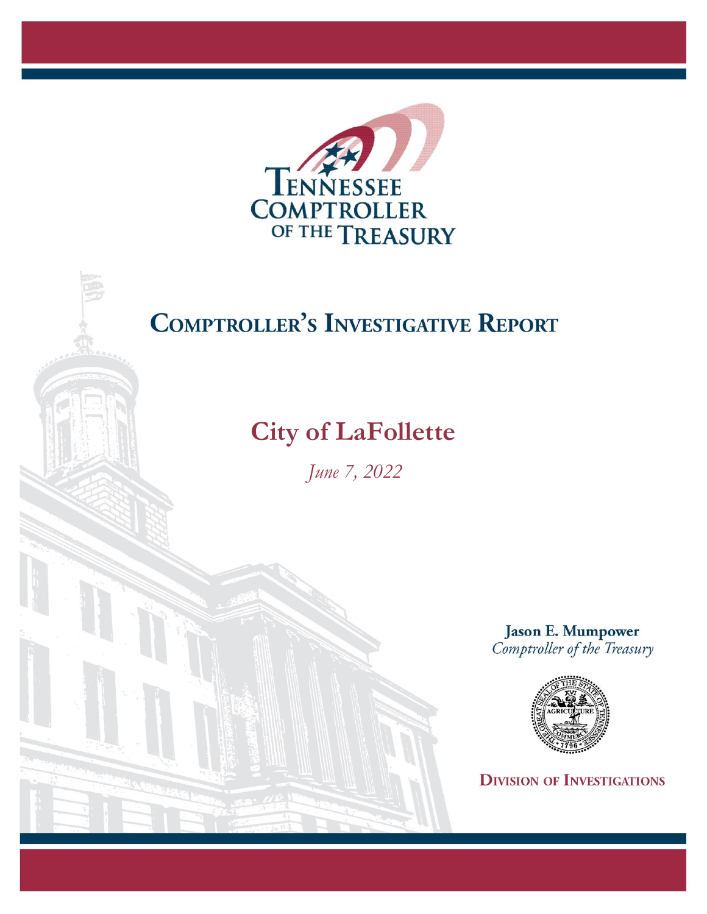TENNESSEE COMPTROLLER OF THE TREASURY

# COMPTROLLER'S INVESTIGATIVE REPORT

## City of LaFollette

*June 7, 2022*

**Jason E. Mumpower**
*Comptroller of the Treasury*

**DIVISION OF INVESTIGATIONS**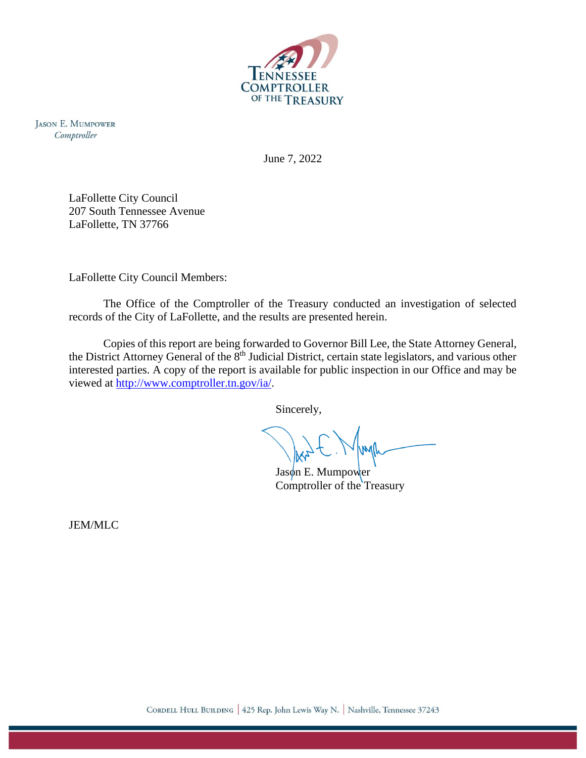Jason E. Mumpower
*Comptroller*

June 7, 2022

LaFollette City Council
207 South Tennessee Avenue
LaFollette, TN 37766

LaFollette City Council Members:

The Office of the Comptroller of the Treasury conducted an investigation of selected records of the City of LaFollette, and the results are presented herein.

Copies of this report are being forwarded to Governor Bill Lee, the State Attorney General, the District Attorney General of the 8th Judicial District, certain state legislators, and various other interested parties. A copy of the report is available for public inspection in our Office and may be viewed at http://www.comptroller.tn.gov/ia/.

Sincerely,

Jason E. Mumpower
Comptroller of the Treasury

JEM/MLC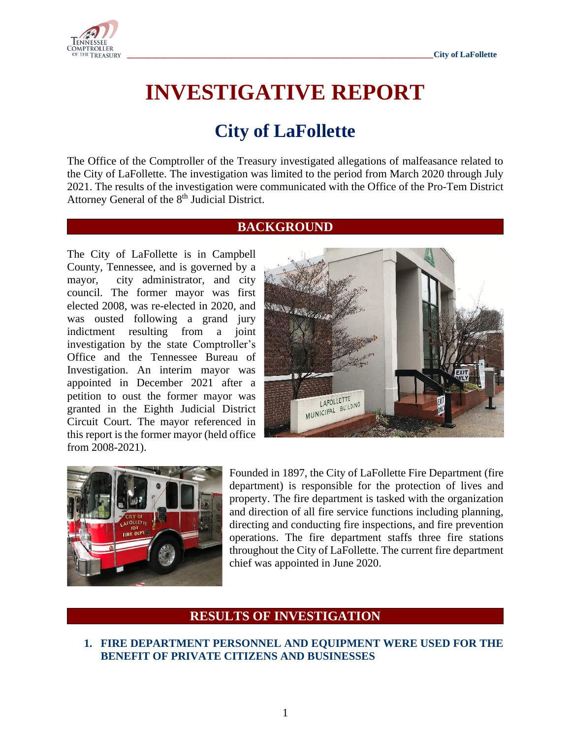# INVESTIGATIVE REPORT

## City of LaFollette

The Office of the Comptroller of the Treasury investigated allegations of malfeasance related to the City of LaFollette. The investigation was limited to the period from March 2020 through July 2021. The results of the investigation were communicated with the Office of the Pro-Tem District Attorney General of the 8th Judicial District.

## BACKGROUND

The City of LaFollette is in Campbell County, Tennessee, and is governed by a mayor, city administrator, and city council. The former mayor was first elected 2008, was re-elected in 2020, and was ousted following a grand jury indictment resulting from a joint investigation by the state Comptroller's Office and the Tennessee Bureau of Investigation. An interim mayor was appointed in December 2021 after a petition to oust the former mayor was granted in the Eighth Judicial District Circuit Court. The mayor referenced in this report is the former mayor (held office from 2008-2021).

Founded in 1897, the City of LaFollette Fire Department (fire department) is responsible for the protection of lives and property. The fire department is tasked with the organization and direction of all fire service functions including planning, directing and conducting fire inspections, and fire prevention operations. The fire department staffs three fire stations throughout the City of LaFollette. The current fire department chief was appointed in June 2020.

## RESULTS OF INVESTIGATION

### 1. FIRE DEPARTMENT PERSONNEL AND EQUIPMENT WERE USED FOR THE BENEFIT OF PRIVATE CITIZENS AND BUSINESSES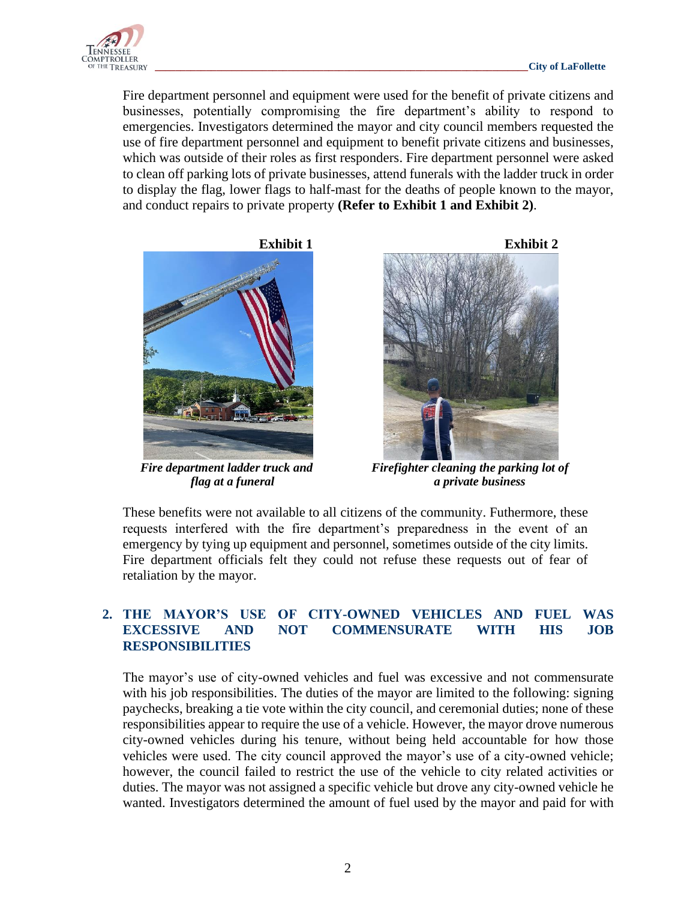Fire department personnel and equipment were used for the benefit of private citizens and businesses, potentially compromising the fire department's ability to respond to emergencies. Investigators determined the mayor and city council members requested the use of fire department personnel and equipment to benefit private citizens and businesses, which was outside of their roles as first responders. Fire department personnel were asked to clean off parking lots of private businesses, attend funerals with the ladder truck in order to display the flag, lower flags to half-mast for the deaths of people known to the mayor, and conduct repairs to private property **(Refer to Exhibit 1 and Exhibit 2)**.

**Exhibit 1**

***Fire department ladder truck and flag at a funeral***

**Exhibit 2**

***Firefighter cleaning the parking lot of a private business***

These benefits were not available to all citizens of the community. Futhermore, these requests interfered with the fire department's preparedness in the event of an emergency by tying up equipment and personnel, sometimes outside of the city limits. Fire department officials felt they could not refuse these requests out of fear of retaliation by the mayor.

## 2. THE MAYOR'S USE OF CITY-OWNED VEHICLES AND FUEL WAS EXCESSIVE AND NOT COMMENSURATE WITH HIS JOB RESPONSIBILITIES

The mayor's use of city-owned vehicles and fuel was excessive and not commensurate with his job responsibilities. The duties of the mayor are limited to the following: signing paychecks, breaking a tie vote within the city council, and ceremonial duties; none of these responsibilities appear to require the use of a vehicle. However, the mayor drove numerous city-owned vehicles during his tenure, without being held accountable for how those vehicles were used. The city council approved the mayor's use of a city-owned vehicle; however, the council failed to restrict the use of the vehicle to city related activities or duties. The mayor was not assigned a specific vehicle but drove any city-owned vehicle he wanted. Investigators determined the amount of fuel used by the mayor and paid for with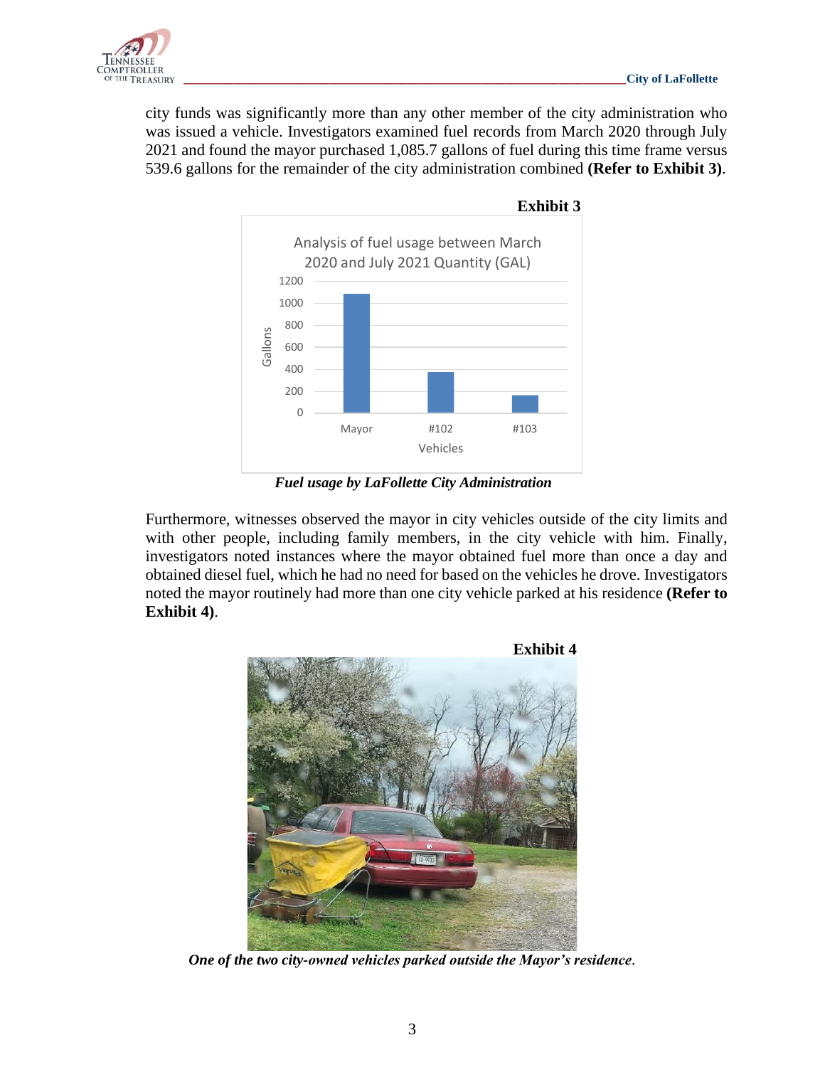city funds was significantly more than any other member of the city administration who was issued a vehicle. Investigators examined fuel records from March 2020 through July 2021 and found the mayor purchased 1,085.7 gallons of fuel during this time frame versus 539.6 gallons for the remainder of the city administration combined **(Refer to Exhibit 3)**.

**Exhibit 3**

Analysis of fuel usage between March 2020 and July 2021 Quantity (GAL)

*Fuel usage by LaFollette City Administration*

Furthermore, witnesses observed the mayor in city vehicles outside of the city limits and with other people, including family members, in the city vehicle with him. Finally, investigators noted instances where the mayor obtained fuel more than once a day and obtained diesel fuel, which he had no need for based on the vehicles he drove. Investigators noted the mayor routinely had more than one city vehicle parked at his residence **(Refer to Exhibit 4)**.

**Exhibit 4**

*One of the two city-owned vehicles parked outside the Mayor's residence*.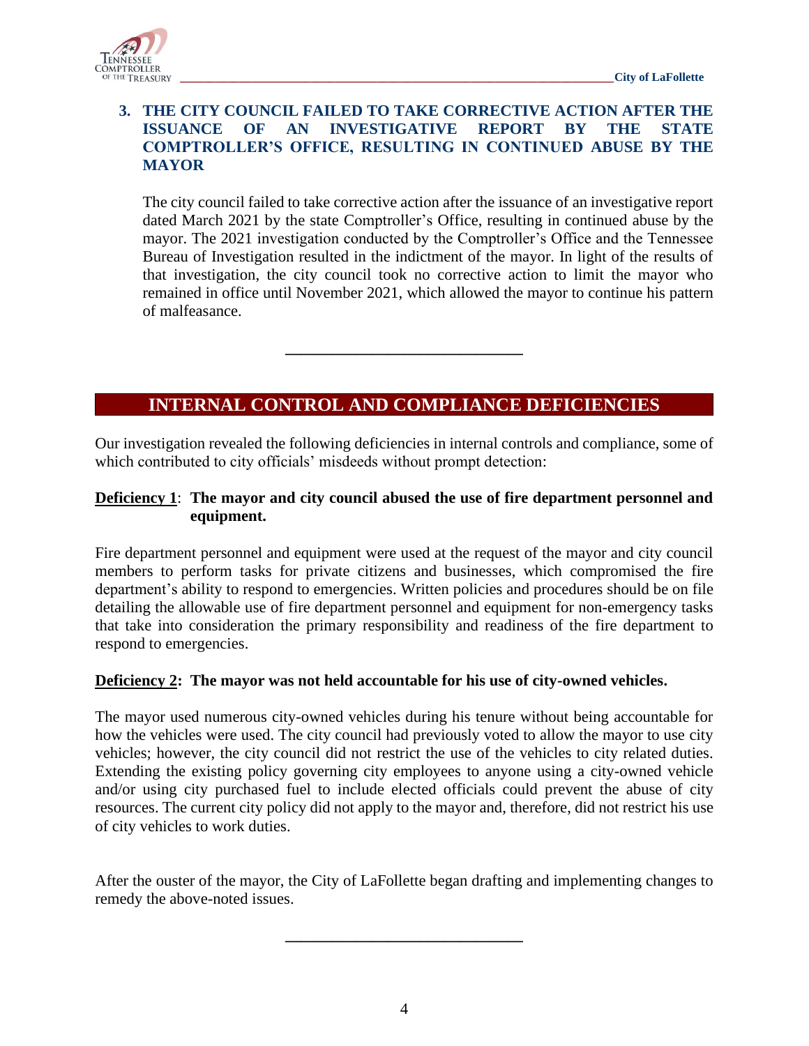### 3. THE CITY COUNCIL FAILED TO TAKE CORRECTIVE ACTION AFTER THE ISSUANCE OF AN INVESTIGATIVE REPORT BY THE STATE COMPTROLLER'S OFFICE, RESULTING IN CONTINUED ABUSE BY THE MAYOR

The city council failed to take corrective action after the issuance of an investigative report dated March 2021 by the state Comptroller's Office, resulting in continued abuse by the mayor. The 2021 investigation conducted by the Comptroller's Office and the Tennessee Bureau of Investigation resulted in the indictment of the mayor. In light of the results of that investigation, the city council took no corrective action to limit the mayor who remained in office until November 2021, which allowed the mayor to continue his pattern of malfeasance.

---

## INTERNAL CONTROL AND COMPLIANCE DEFICIENCIES

Our investigation revealed the following deficiencies in internal controls and compliance, some of which contributed to city officials' misdeeds without prompt detection:

**Deficiency 1: The mayor and city council abused the use of fire department personnel and equipment.**

Fire department personnel and equipment were used at the request of the mayor and city council members to perform tasks for private citizens and businesses, which compromised the fire department's ability to respond to emergencies. Written policies and procedures should be on file detailing the allowable use of fire department personnel and equipment for non-emergency tasks that take into consideration the primary responsibility and readiness of the fire department to respond to emergencies.

**Deficiency 2: The mayor was not held accountable for his use of city-owned vehicles.**

The mayor used numerous city-owned vehicles during his tenure without being accountable for how the vehicles were used. The city council had previously voted to allow the mayor to use city vehicles; however, the city council did not restrict the use of the vehicles to city related duties. Extending the existing policy governing city employees to anyone using a city-owned vehicle and/or using city purchased fuel to include elected officials could prevent the abuse of city resources. The current city policy did not apply to the mayor and, therefore, did not restrict his use of city vehicles to work duties.

After the ouster of the mayor, the City of LaFollette began drafting and implementing changes to remedy the above-noted issues.

---